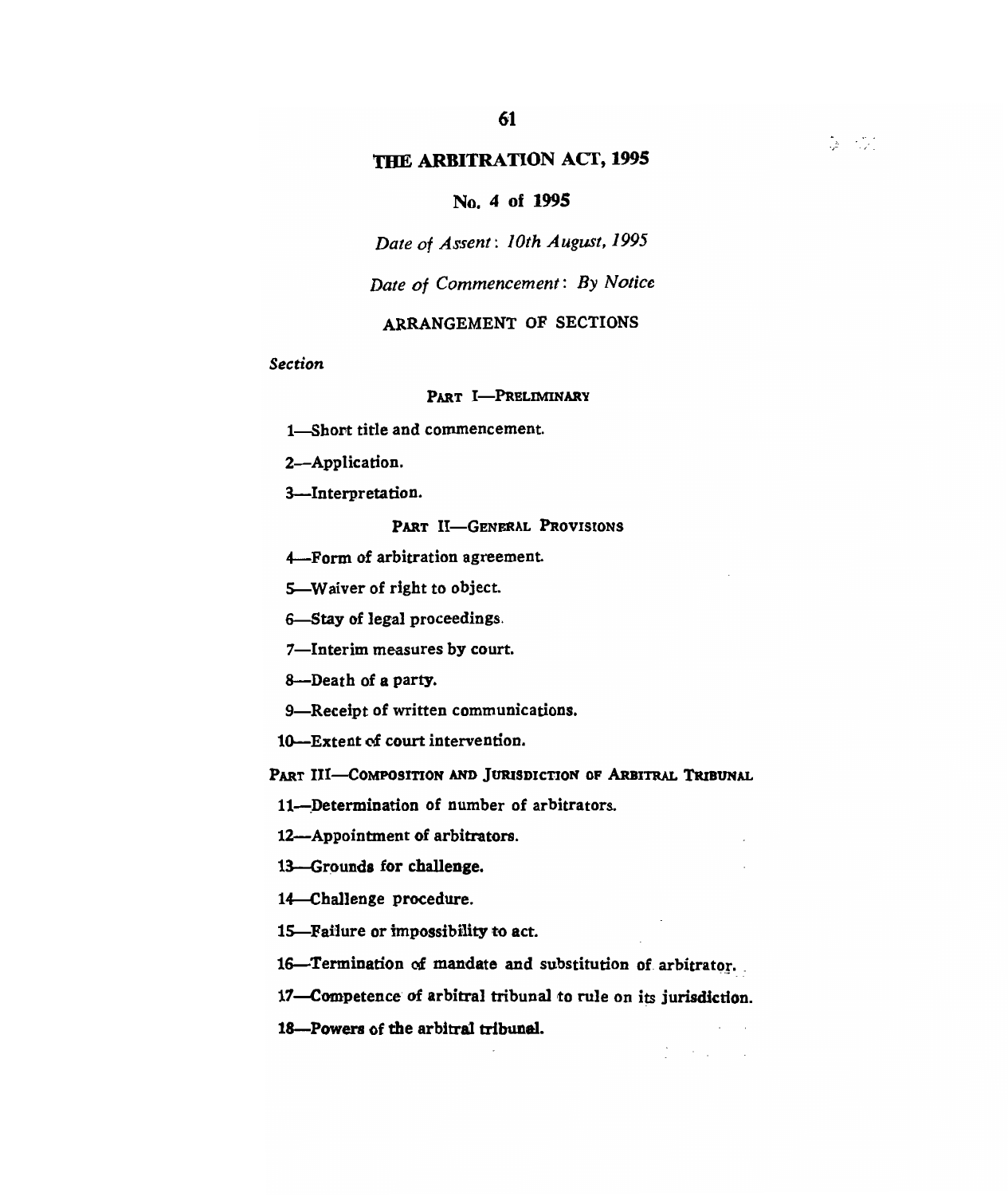# THE ARBITRATION ACT, 1995

## No. 4 of 1995

*Date of Assent: 10th August, 1995*

*Date of Commencement: By Notice*

## ARRANGEMENT OF SECTIONS

*Section*

### PART I—PRELIMINARY

1—Short title and commencement.

2—Application.

3—Interpretation.

### PART II—GENERAL PROVISIONS

4—Form of arbitration agreement.

5—Waiver of right to object.

6—Stay of legal proceedings.

7—Interim measures by court.

8—Death of a party.

9—Receipt of written communications.

10—Extent of court intervention.

### PART III—COMPOSITION AND JURISDICTION OF ARBITRAL TRIBUNAL

11—Determination of number of arbitrators.

12—Appointment of arbitrators.

13—Grounds for challenge.

14—Challenge procedure.

15—Failure or impossibility to act.

16—Termination of mandate and substitution of arbitrator.

17—Competence of arbitral tribunal to rule on its jurisdiction.

18—Powers of the arbitral tribunal.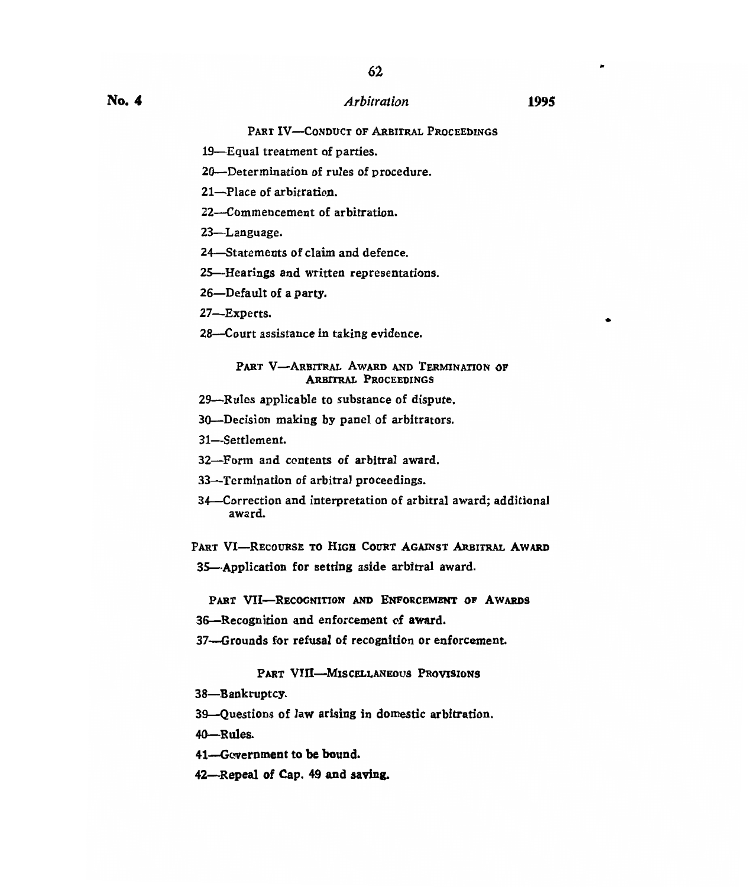PART IV—CONDUCT OF ARBITRAL PROCEEDINGS

19—Equal treatment of parties.

20—Determination of rules of procedure.

21—Place of arbitration.

22—Commencement of arbitration.

23—Language.

24—Statements of claim and defence.

25—Hearings and written representations.

26—Default of a party.

27—Experts.

28—Court assistance in taking evidence.

PART V—ARBITRAL AWARD AND TERMINATION OF ARBITRAL PROCEEDINGS

29—Rules applicable to substance of dispute.

30—Decision making by panel of arbitrators.

31—Settlement.

32—Form and contents of arbitral award.

33—Termination of arbitral proceedings.

34—Correction and interpretation of arbitral award; additional award.

PART VI—RECOURSE TO HIGH COURT AGAINST ARBITRAL AWARD

35—Application for setting aside arbitral award.

PART VII—RECOGNITION AND ENFORCEMENT OF AWARDS

36—Recognition and enforcement of award.

37—Grounds for refusal of recognition or enforcement.

PART VIII—MISCELLANEOUS PROVISIONS

38—Bankruptcy.

39—Questions of law arising in domestic arbitration.

40—Rules.

41—Government to be bound.

42—Repeal of Cap. 49 and saving.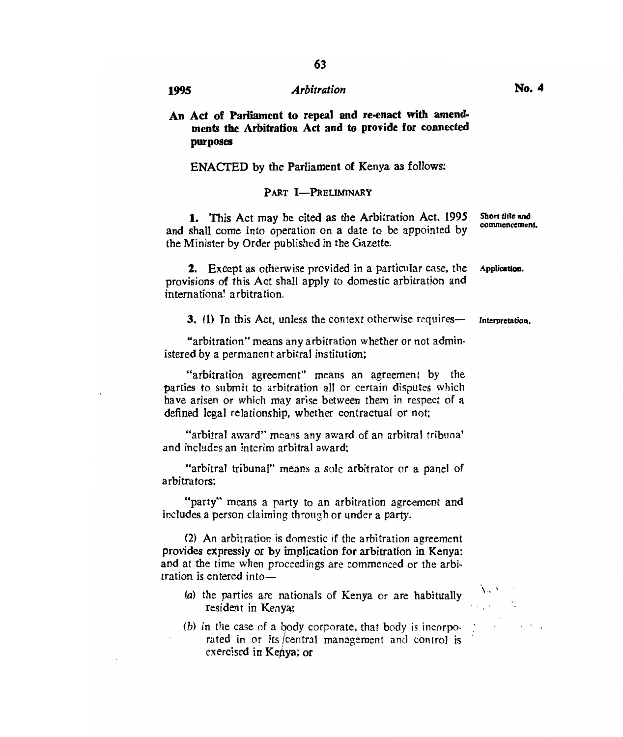**No. 4** — *Arbitration* — **1995**

**An Act of Parliament to repeal and re-enact with amendments the Arbitration Act and to provide for connected purposes**

ENACTED by the Parliament of Kenya as follows:

## PART I—PRELIMINARY

**Short title and commencement.**

**1.** This Act may be cited as the Arbitration Act, 1995 and shall come into operation on a date to be appointed by the Minister by Order published in the Gazette.

**Application.**

**2.** Except as otherwise provided in a particular case, the provisions of this Act shall apply to domestic arbitration and international arbitration.

**Interpretation.**

**3.** (1) In this Act, unless the context otherwise requires—

"arbitration" means any arbitration whether or not administered by a permanent arbitral institution;

"arbitration agreement" means an agreement by the parties to submit to arbitration all or certain disputes which have arisen or which may arise between them in respect of a defined legal relationship, whether contractual or not;

"arbitral award" means any award of an arbitral tribunal and includes an interim arbitral award;

"arbitral tribunal" means a sole arbitrator or a panel of arbitrators;

"party" means a party to an arbitration agreement and includes a person claiming through or under a party.

(2) An arbitration is domestic if the arbitration agreement provides expressly or by implication for arbitration in Kenya: and at the time when proceedings are commenced or the arbitration is entered into—

(*a*) the parties are nationals of Kenya or are habitually resident in Kenya;

(*b*) in the case of a body corporate, that body is incorporated in or its central management and control is exercised in Kenya; or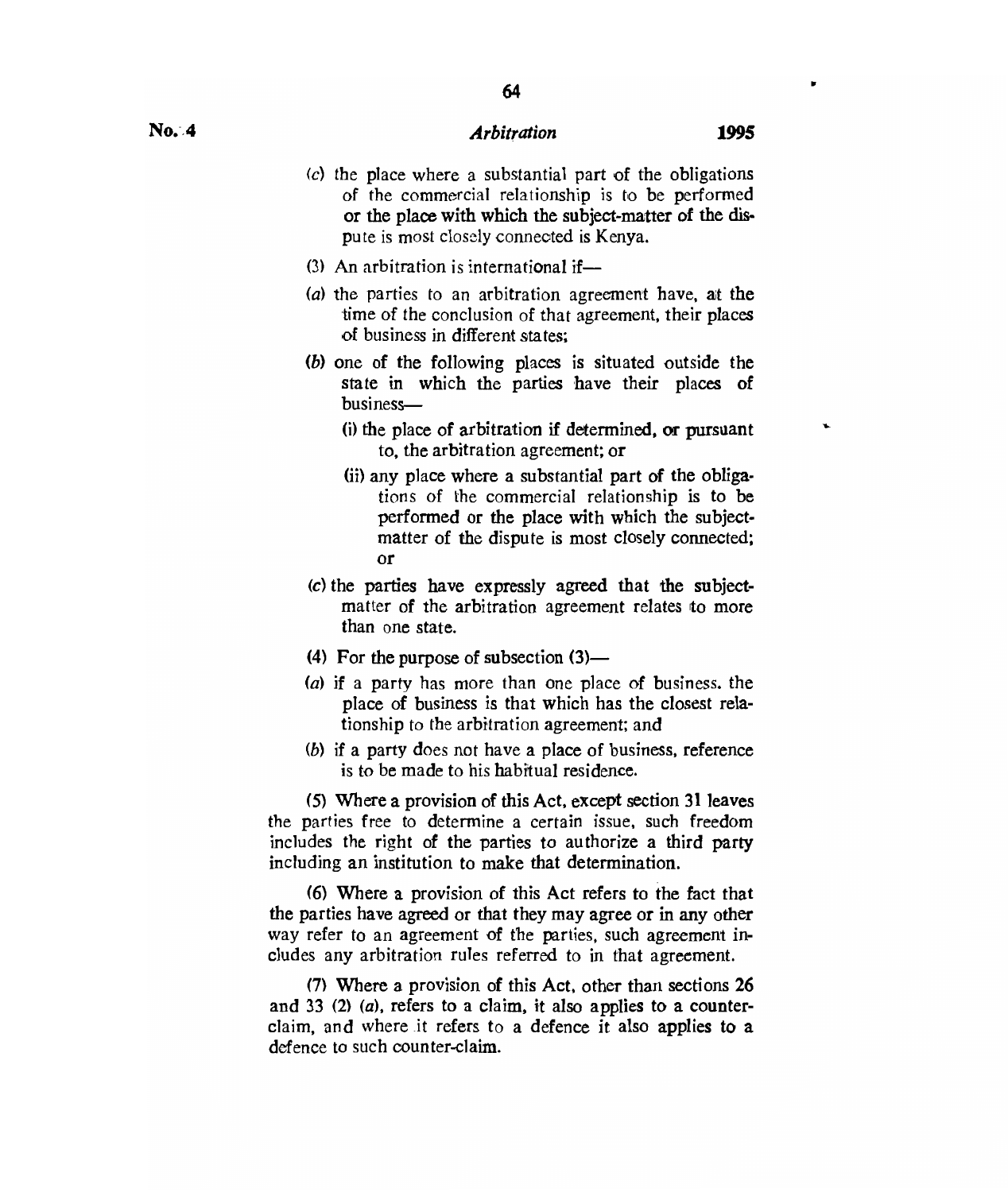(c) the place where a substantial part of the obligations of the commercial relationship is to be performed or the place with which the subject-matter of the dispute is most closely connected is Kenya.

(3) An arbitration is international if—

(a) the parties to an arbitration agreement have, at the time of the conclusion of that agreement, their places of business in different states;

(b) one of the following places is situated outside the state in which the parties have their places of business—

(i) the place of arbitration if determined, or pursuant to, the arbitration agreement; or

(ii) any place where a substantial part of the obligations of the commercial relationship is to be performed or the place with which the subject-matter of the dispute is most closely connected; or

(c) the parties have expressly agreed that the subject-matter of the arbitration agreement relates to more than one state.

(4) For the purpose of subsection (3)—

(a) if a party has more than one place of business, the place of business is that which has the closest relationship to the arbitration agreement; and

(b) if a party does not have a place of business, reference is to be made to his habitual residence.

(5) Where a provision of this Act, except section 31 leaves the parties free to determine a certain issue, such freedom includes the right of the parties to authorize a third party including an institution to make that determination.

(6) Where a provision of this Act refers to the fact that the parties have agreed or that they may agree or in any other way refer to an agreement of the parties, such agreement includes any arbitration rules referred to in that agreement.

(7) Where a provision of this Act, other than sections 26 and 33 (2) (a), refers to a claim, it also applies to a counter-claim, and where it refers to a defence it also applies to a defence to such counter-claim.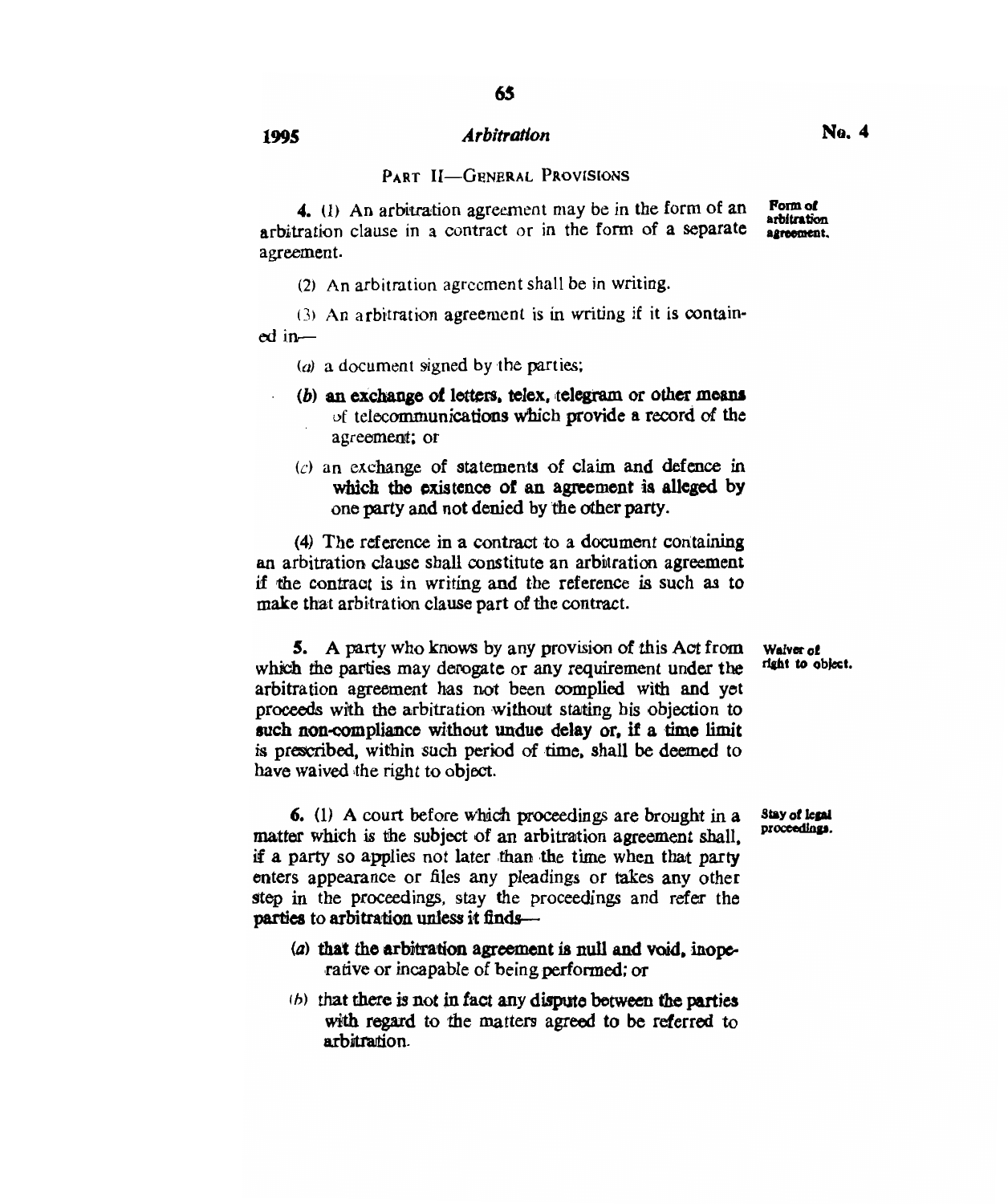## PART II—GENERAL PROVISIONS

**Form of arbitration agreement.**

**4.** (1) An arbitration agreement may be in the form of an arbitration clause in a contract or in the form of a separate agreement.

(2) An arbitration agreement shall be in writing.

(3) An arbitration agreement is in writing if it is contained in—

(*a*) a document signed by the parties;

(*b*) an exchange of letters, telex, telegram or other means of telecommunications which provide a record of the agreement; or

(*c*) an exchange of statements of claim and defence in which the existence of an agreement is alleged by one party and not denied by the other party.

(4) The reference in a contract to a document containing an arbitration clause shall constitute an arbitration agreement if the contract is in writing and the reference is such as to make that arbitration clause part of the contract.

**Waiver of right to object.**

**5.** A party who knows by any provision of this Act from which the parties may derogate or any requirement under the arbitration agreement has not been complied with and yet proceeds with the arbitration without stating his objection to such non-compliance without undue delay or, if a time limit is prescribed, within such period of time, shall be deemed to have waived the right to object.

**Stay of legal proceedings.**

**6.** (1) A court before which proceedings are brought in a matter which is the subject of an arbitration agreement shall, if a party so applies not later than the time when that party enters appearance or files any pleadings or takes any other step in the proceedings, stay the proceedings and refer the parties to arbitration unless it finds—

(*a*) that the arbitration agreement is null and void, inoperative or incapable of being performed; or

(*b*) that there is not in fact any dispute between the parties with regard to the matters agreed to be referred to arbitration.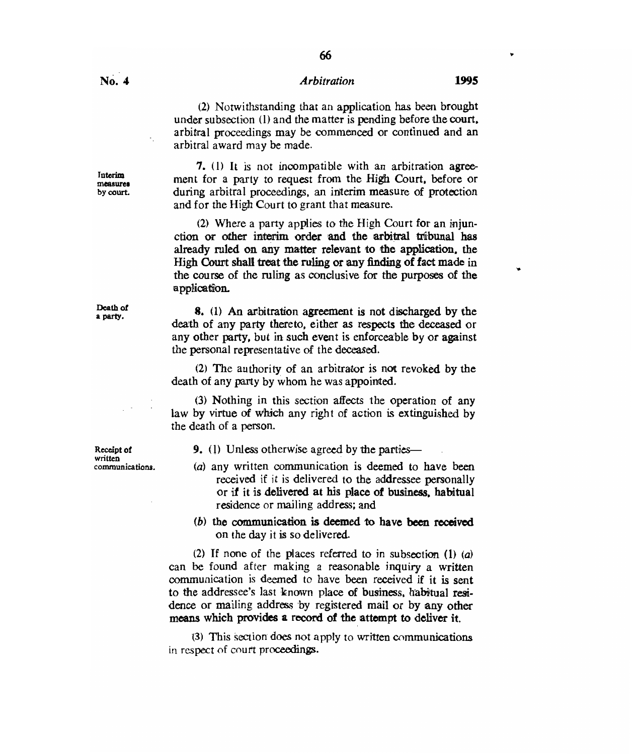(2) Notwithstanding that an application has been brought under subsection (1) and the matter is pending before the court, arbitral proceedings may be commenced or continued and an arbitral award may be made.

**Interim measures by court.**

**7.** (1) It is not incompatible with an arbitration agreement for a party to request from the High Court, before or during arbitral proceedings, an interim measure of protection and for the High Court to grant that measure.

(2) Where a party applies to the High Court for an injunction or other interim order and the arbitral tribunal has already ruled on any matter relevant to the application, the High Court shall treat the ruling or any finding of fact made in the course of the ruling as conclusive for the purposes of the application.

**Death of a party.**

**8.** (1) An arbitration agreement is not discharged by the death of any party thereto, either as respects the deceased or any other party, but in such event is enforceable by or against the personal representative of the deceased.

(2) The authority of an arbitrator is not revoked by the death of any party by whom he was appointed.

(3) Nothing in this section affects the operation of any law by virtue of which any right of action is extinguished by the death of a person.

**Receipt of written communications.**

**9.** (1) Unless otherwise agreed by the parties—

(*a*) any written communication is deemed to have been received if it is delivered to the addressee personally or if it is delivered at his place of business, habitual residence or mailing address; and

(*b*) the communication is deemed to have been received on the day it is so delivered.

(2) If none of the places referred to in subsection (1) (*a*) can be found after making a reasonable inquiry a written communication is deemed to have been received if it is sent to the addressee's last known place of business, habitual residence or mailing address by registered mail or by any other means which provides a record of the attempt to deliver it.

(3) This section does not apply to written communications in respect of court proceedings.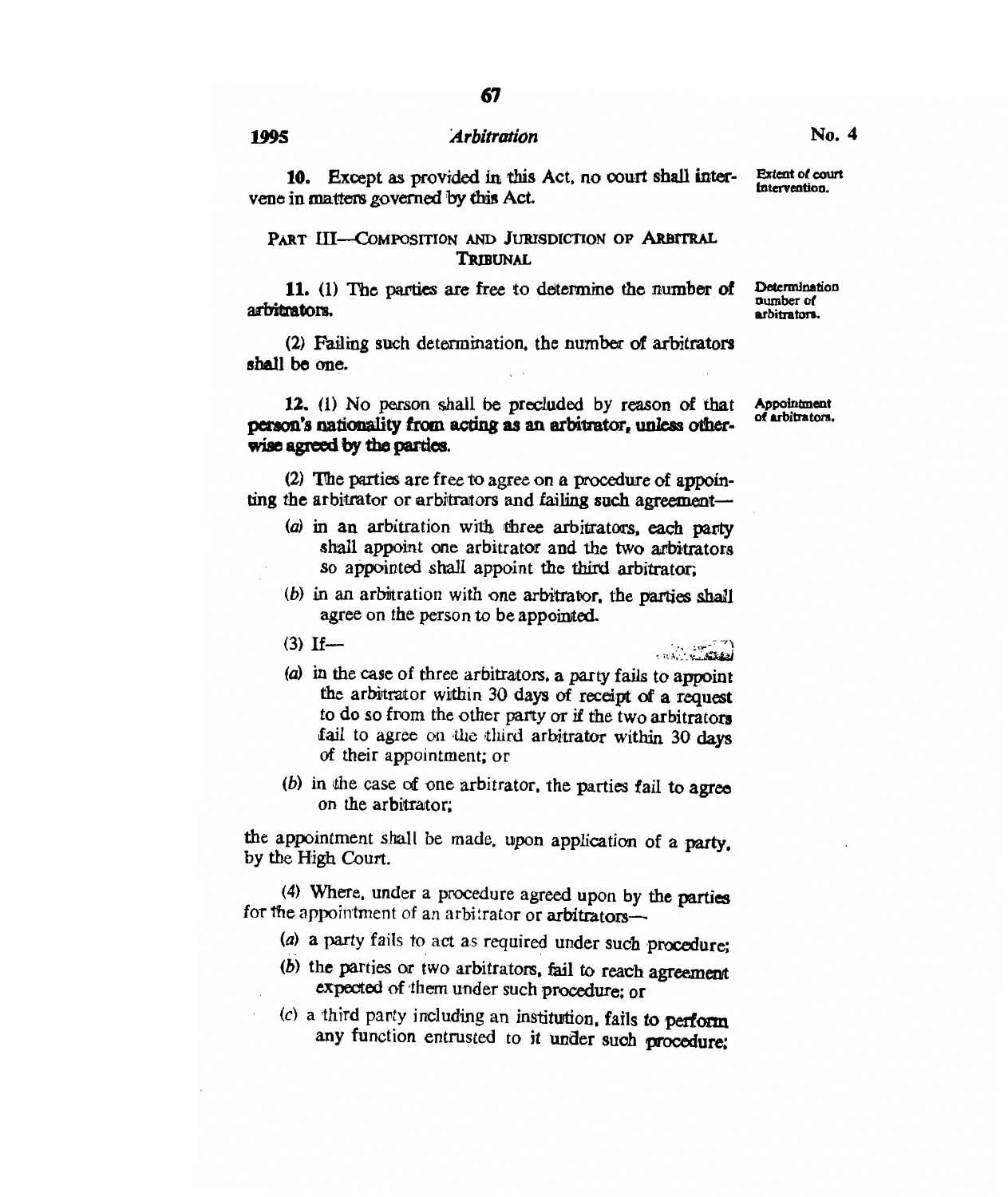**10.** Except as provided in this Act, no court shall intervene in matters governed by this Act.

*Extent of court intervention.*

## PART III—COMPOSITION AND JURISDICTION OF ARBITRAL TRIBUNAL

*Determination number of arbitrators.*

**11.** (1) The parties are free to determine the number of arbitrators.

(2) Failing such determination, the number of arbitrators shall be one.

*Appointment of arbitrators.*

**12.** (1) No person shall be precluded by reason of that person's nationality from acting as an arbitrator, unless otherwise agreed by the parties.

(2) The parties are free to agree on a procedure of appointing the arbitrator or arbitrators and failing such agreement—

- (*a*) in an arbitration with three arbitrators, each party shall appoint one arbitrator and the two arbitrators so appointed shall appoint the third arbitrator;
- (*b*) in an arbitration with one arbitrator, the parties shall agree on the person to be appointed.

(3) If—

- (*a*) in the case of three arbitrators, a party fails to appoint the arbitrator within 30 days of receipt of a request to do so from the other party or if the two arbitrators fail to agree on the third arbitrator within 30 days of their appointment; or
- (*b*) in the case of one arbitrator, the parties fail to agree on the arbitrator;

the appointment shall be made, upon application of a party, by the High Court.

(4) Where, under a procedure agreed upon by the parties for the appointment of an arbitrator or arbitrators—

- (*a*) a party fails to act as required under such procedure;
- (*b*) the parties or two arbitrators, fail to reach agreement expected of them under such procedure; or
- (*c*) a third party including an institution, fails to perform any function entrusted to it under such procedure;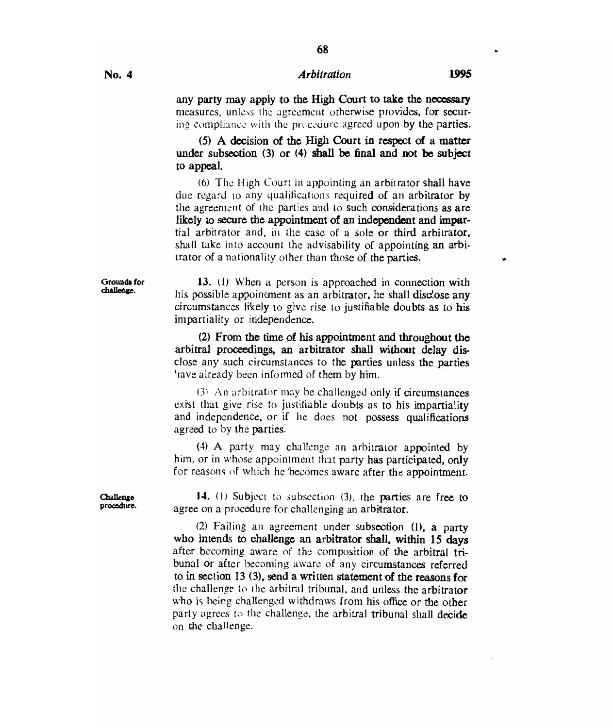any party may apply to the High Court to take the necessary measures, unless the agreement otherwise provides, for securing compliance with the procedure agreed upon by the parties.

(5) A decision of the High Court in respect of a matter under subsection (3) or (4) shall be final and not be subject to appeal.

(6) The High Court in appointing an arbitrator shall have due regard to any qualifications required of an arbitrator by the agreement of the parties and to such considerations as are likely to secure the appointment of an independent and impartial arbitrator and, in the case of a sole or third arbitrator, shall take into account the advisability of appointing an arbitrator of a nationality other than those of the parties.

**Grounds for challenge.**

**13.** (1) When a person is approached in connection with his possible appointment as an arbitrator, he shall disclose any circumstances likely to give rise to justifiable doubts as to his impartiality or independence.

(2) From the time of his appointment and throughout the arbitral proceedings, an arbitrator shall without delay disclose any such circumstances to the parties unless the parties have already been informed of them by him.

(3) An arbitrator may be challenged only if circumstances exist that give rise to justifiable doubts as to his impartiality and independence, or if he does not possess qualifications agreed to by the parties.

(4) A party may challenge an arbitrator appointed by him, or in whose appointment that party has participated, only for reasons of which he becomes aware after the appointment.

**Challenge procedure.**

**14.** (1) Subject to subsection (3), the parties are free to agree on a procedure for challenging an arbitrator.

(2) Failing an agreement under subsection (1), a party who intends to challenge an arbitrator shall, within 15 days after becoming aware of the composition of the arbitral tribunal or after becoming aware of any circumstances referred to in section 13 (3), send a written statement of the reasons for the challenge to the arbitral tribunal, and unless the arbitrator who is being challenged withdraws from his office or the other party agrees to the challenge, the arbitral tribunal shall decide on the challenge.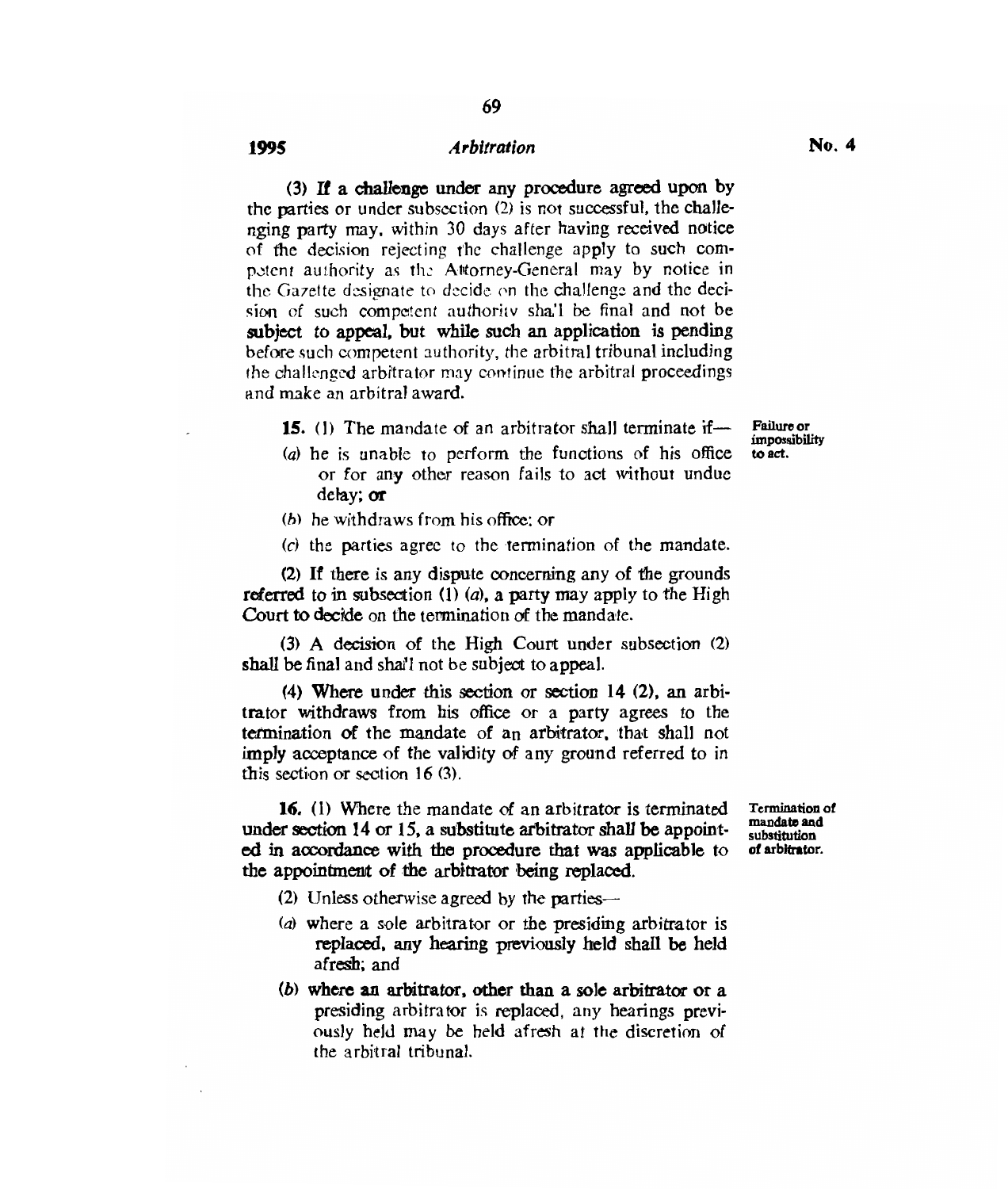(3) If a challenge under any procedure agreed upon by the parties or under subsection (2) is not successful, the challenging party may, within 30 days after having received notice of the decision rejecting the challenge apply to such competent authority as the Attorney-General may by notice in the Gazette designate to decide on the challenge and the decision of such competent authority shall be final and not be subject to appeal, but while such an application is pending before such competent authority, the arbitral tribunal including the challenged arbitrator may continue the arbitral proceedings and make an arbitral award.

**Failure or impossibility to act.**

**15.** (1) The mandate of an arbitrator shall terminate if—

(*a*) he is unable to perform the functions of his office or for any other reason fails to act without undue delay; or

(*b*) he withdraws from his office; or

(*c*) the parties agree to the termination of the mandate.

(2) If there is any dispute concerning any of the grounds referred to in subsection (1) (*a*), a party may apply to the High Court to decide on the termination of the mandate.

(3) A decision of the High Court under subsection (2) shall be final and shall not be subject to appeal.

(4) Where under this section or section 14 (2), an arbitrator withdraws from his office or a party agrees to the termination of the mandate of an arbitrator, that shall not imply acceptance of the validity of any ground referred to in this section or section 16 (3).

**Termination of mandate and substitution of arbitrator.**

**16.** (1) Where the mandate of an arbitrator is terminated under section 14 or 15, a substitute arbitrator shall be appointed in accordance with the procedure that was applicable to the appointment of the arbitrator being replaced.

(2) Unless otherwise agreed by the parties—

(*a*) where a sole arbitrator or the presiding arbitrator is replaced, any hearing previously held shall be held afresh; and

(*b*) where an arbitrator, other than a sole arbitrator or a presiding arbitrator is replaced, any hearings previously held may be held afresh at the discretion of the arbitral tribunal.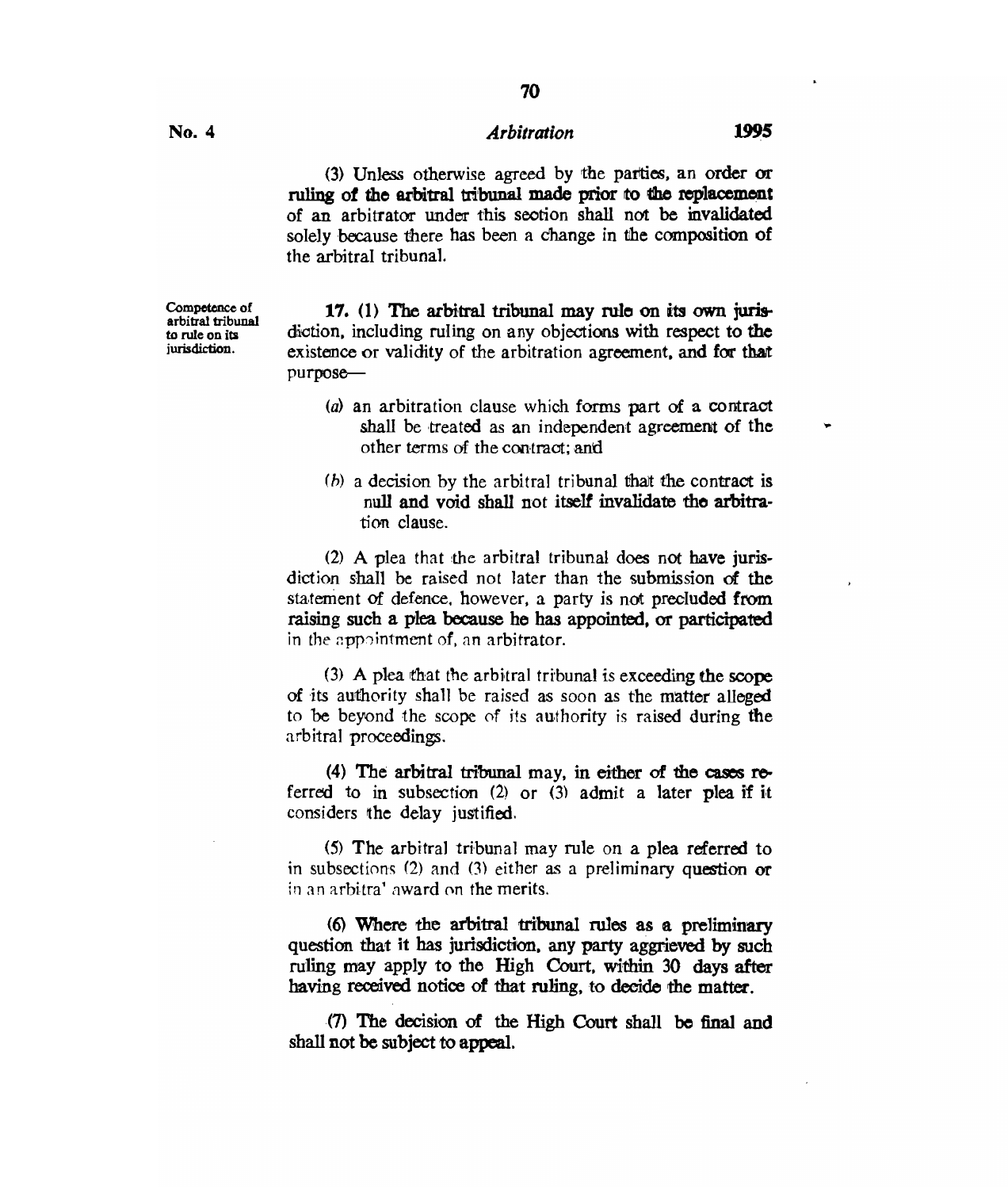(3) Unless otherwise agreed by the parties, an order or ruling of the arbitral tribunal made prior to the replacement of an arbitrator under this section shall not be invalidated solely because there has been a change in the composition of the arbitral tribunal.

**Competence of arbitral tribunal to rule on its jurisdiction.**

**17.** (1) The arbitral tribunal may rule on its own jurisdiction, including ruling on any objections with respect to the existence or validity of the arbitration agreement, and for that purpose—

(*a*) an arbitration clause which forms part of a contract shall be treated as an independent agreement of the other terms of the contract; and

(*b*) a decision by the arbitral tribunal that the contract is null and void shall not itself invalidate the arbitration clause.

(2) A plea that the arbitral tribunal does not have jurisdiction shall be raised not later than the submission of the statement of defence, however, a party is not precluded from raising such a plea because he has appointed, or participated in the appointment of, an arbitrator.

(3) A plea that the arbitral tribunal is exceeding the scope of its authority shall be raised as soon as the matter alleged to be beyond the scope of its authority is raised during the arbitral proceedings.

(4) The arbitral tribunal may, in either of the cases referred to in subsection (2) or (3) admit a later plea if it considers the delay justified.

(5) The arbitral tribunal may rule on a plea referred to in subsections (2) and (3) either as a preliminary question or in an arbitra' award on the merits.

(6) Where the arbitral tribunal rules as a preliminary question that it has jurisdiction, any party aggrieved by such ruling may apply to the High Court, within 30 days after having received notice of that ruling, to decide the matter.

(7) The decision of the High Court shall be final and shall not be subject to appeal.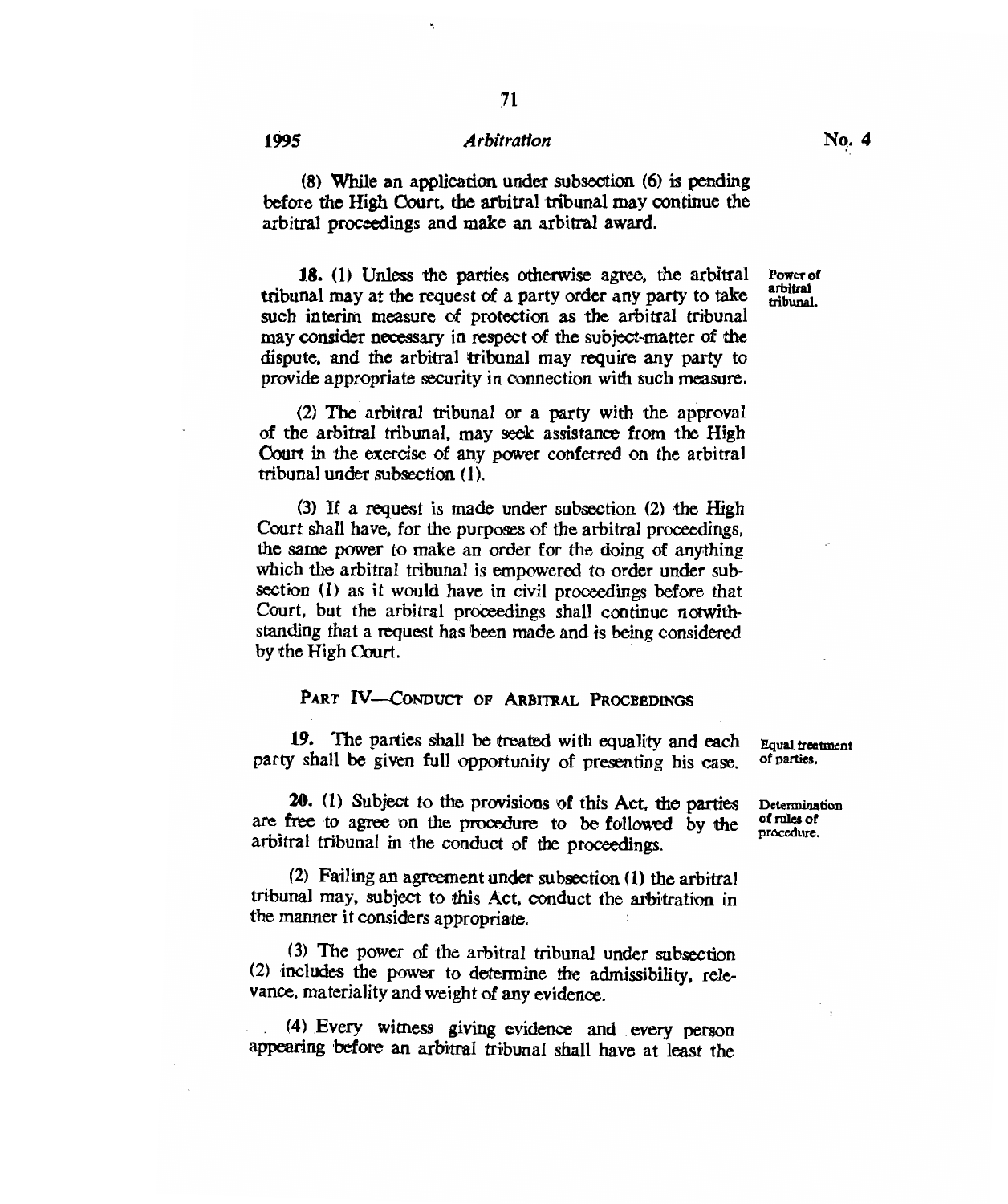(8) While an application under subsection (6) is pending before the High Court, the arbitral tribunal may continue the arbitral proceedings and make an arbitral award.

**Power of arbitral tribunal.**

**18.** (1) Unless the parties otherwise agree, the arbitral tribunal may at the request of a party order any party to take such interim measure of protection as the arbitral tribunal may consider necessary in respect of the subject-matter of the dispute, and the arbitral tribunal may require any party to provide appropriate security in connection with such measure.

(2) The arbitral tribunal or a party with the approval of the arbitral tribunal, may seek assistance from the High Court in the exercise of any power conferred on the arbitral tribunal under subsection (1).

(3) If a request is made under subsection (2) the High Court shall have, for the purposes of the arbitral proceedings, the same power to make an order for the doing of anything which the arbitral tribunal is empowered to order under subsection (1) as it would have in civil proceedings before that Court, but the arbitral proceedings shall continue notwithstanding that a request has been made and is being considered by the High Court.

## PART IV—CONDUCT OF ARBITRAL PROCEEDINGS

**Equal treatment of parties.**

**19.** The parties shall be treated with equality and each party shall be given full opportunity of presenting his case.

**Determination of rules of procedure.**

**20.** (1) Subject to the provisions of this Act, the parties are free to agree on the procedure to be followed by the arbitral tribunal in the conduct of the proceedings.

(2) Failing an agreement under subsection (1) the arbitral tribunal may, subject to this Act, conduct the arbitration in the manner it considers appropriate.

(3) The power of the arbitral tribunal under subsection (2) includes the power to determine the admissibility, relevance, materiality and weight of any evidence.

(4) Every witness giving evidence and every person appearing before an arbitral tribunal shall have at least the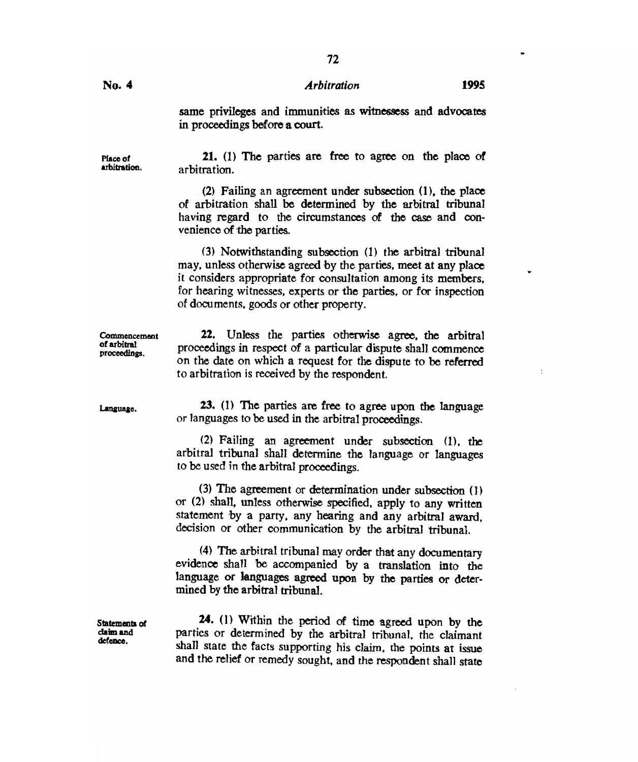same privileges and immunities as witnessess and advocates in proceedings before a court.

**Place of arbitration.**

**21.** (1) The parties are free to agree on the place of arbitration.

(2) Failing an agreement under subsection (1), the place of arbitration shall be determined by the arbitral tribunal having regard to the circumstances of the case and convenience of the parties.

(3) Notwithstanding subsection (1) the arbitral tribunal may, unless otherwise agreed by the parties, meet at any place it considers appropriate for consultation among its members, for hearing witnesses, experts or the parties, or for inspection of documents, goods or other property.

**Commencement of arbitral proceedings.**

**22.** Unless the parties otherwise agree, the arbitral proceedings in respect of a particular dispute shall commence on the date on which a request for the dispute to be referred to arbitration is received by the respondent.

**Language.**

**23.** (1) The parties are free to agree upon the language or languages to be used in the arbitral proceedings.

(2) Failing an agreement under subsection (1), the arbitral tribunal shall determine the language or languages to be used in the arbitral proceedings.

(3) The agreement or determination under subsection (1) or (2) shall, unless otherwise specified, apply to any written statement by a party, any hearing and any arbitral award, decision or other communication by the arbitral tribunal.

(4) The arbitral tribunal may order that any documentary evidence shall be accompanied by a translation into the language or languages agreed upon by the parties or determined by the arbitral tribunal.

**Statements of claim and defence.**

**24.** (1) Within the period of time agreed upon by the parties or determined by the arbitral tribunal, the claimant shall state the facts supporting his claim, the points at issue and the relief or remedy sought, and the respondent shall state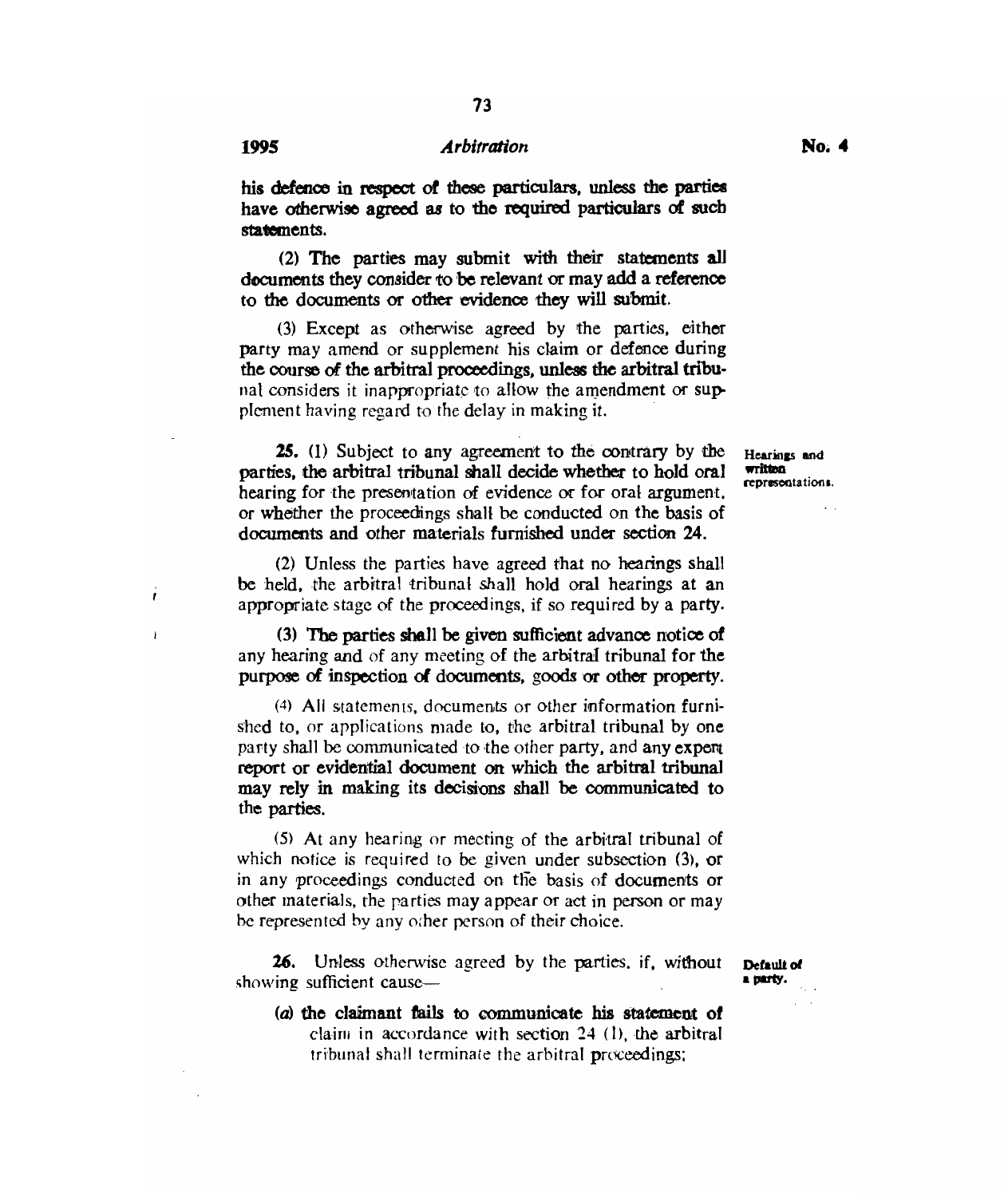his defence in respect of these particulars, unless the parties have otherwise agreed as to the required particulars of such statements.

(2) The parties may submit with their statements all documents they consider to be relevant or may add a reference to the documents or other evidence they will submit.

(3) Except as otherwise agreed by the parties, either party may amend or supplement his claim or defence during the course of the arbitral proceedings, unless the arbitral tribunal considers it inappropriate to allow the amendment or supplement having regard to the delay in making it.

**Hearings and written representations.**

**25.** (1) Subject to any agreement to the contrary by the parties, the arbitral tribunal shall decide whether to hold oral hearing for the presentation of evidence or for oral argument, or whether the proceedings shall be conducted on the basis of documents and other materials furnished under section 24.

(2) Unless the parties have agreed that no hearings shall be held, the arbitral tribunal shall hold oral hearings at an appropriate stage of the proceedings, if so required by a party.

(3) The parties shall be given sufficient advance notice of any hearing and of any meeting of the arbitral tribunal for the purpose of inspection of documents, goods or other property.

(4) All statements, documents or other information furnished to, or applications made to, the arbitral tribunal by one party shall be communicated to the other party, and any expert report or evidential document on which the arbitral tribunal may rely in making its decisions shall be communicated to the parties.

(5) At any hearing or meeting of the arbitral tribunal of which notice is required to be given under subsection (3), or in any proceedings conducted on the basis of documents or other materials, the parties may appear or act in person or may be represented by any other person of their choice.

**Default of a party.**

**26.** Unless otherwise agreed by the parties, if, without showing sufficient cause—

(*a*) the claimant fails to communicate his statement of claim in accordance with section 24 (1), the arbitral tribunal shall terminate the arbitral proceedings;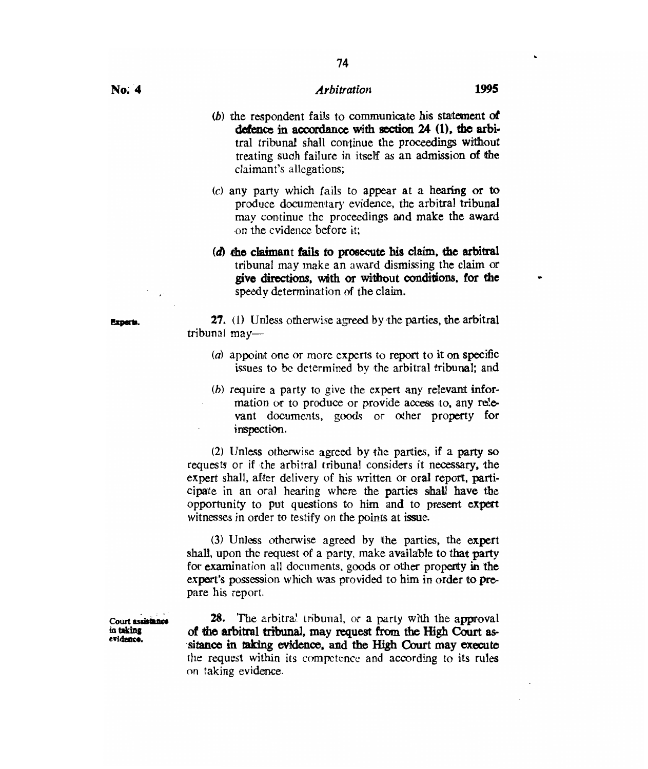(*b*) the respondent fails to communicate his statement of defence in accordance with section 24 (1), the arbitral tribunal shall continue the proceedings without treating such failure in itself as an admission of the claimant's allegations;

(*c*) any party which fails to appear at a hearing or to produce documentary evidence, the arbitral tribunal may continue the proceedings and make the award on the evidence before it;

(*d*) the claimant fails to prosecute his claim, the arbitral tribunal may make an award dismissing the claim or give directions, with or without conditions, for the speedy determination of the claim.

**Experts.**

**27.** (1) Unless otherwise agreed by the parties, the arbitral tribunal may—

(*a*) appoint one or more experts to report to it on specific issues to be determined by the arbitral tribunal; and

(*b*) require a party to give the expert any relevant information or to produce or provide access to, any relevant documents, goods or other property for inspection.

(2) Unless otherwise agreed by the parties, if a party so requests or if the arbitral tribunal considers it necessary, the expert shall, after delivery of his written or oral report, participate in an oral hearing where the parties shall have the opportunity to put questions to him and to present expert witnesses in order to testify on the points at issue.

(3) Unless otherwise agreed by the parties, the expert shall, upon the request of a party, make available to that party for examination all documents, goods or other property in the expert's possession which was provided to him in order to prepare his report.

**Court assistance in taking evidence.**

**28.** The arbitral tribunal, or a party with the approval of the arbitral tribunal, may request from the High Court assitance in taking evidence, and the High Court may execute the request within its competence and according to its rules on taking evidence.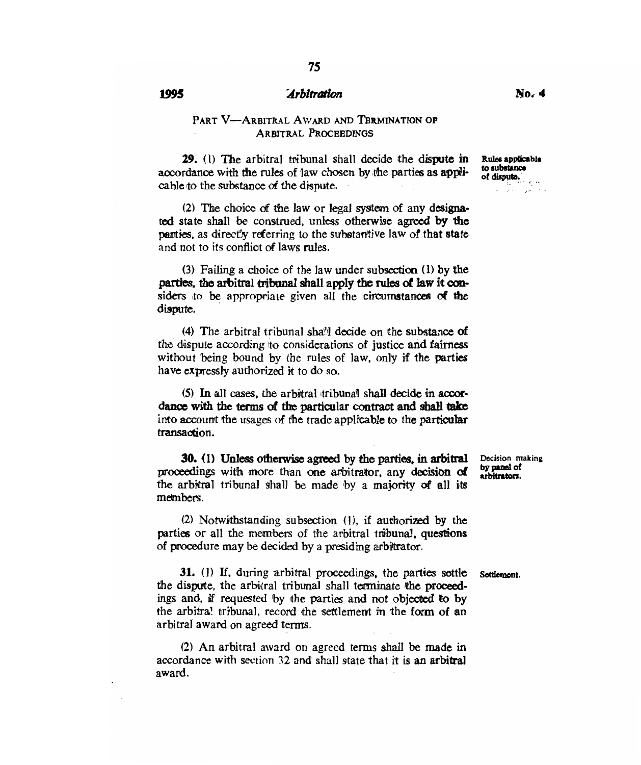## PART V—ARBITRAL AWARD AND TERMINATION OF ARBITRAL PROCEEDINGS

**Rules applicable to substance of dispute.**

**29.** (1) The arbitral tribunal shall decide the dispute in accordance with the rules of law chosen by the parties as applicable to the substance of the dispute.

(2) The choice of the law or legal system of any designated state shall be construed, unless otherwise agreed by the parties, as directly referring to the substantive law of that state and not to its conflict of laws rules.

(3) Failing a choice of the law under subsection (1) by the parties, the arbitral tribunal shall apply the rules of law it considers to be appropriate given all the circumstances of the dispute.

(4) The arbitral tribunal shall decide on the substance of the dispute according to considerations of justice and fairness without being bound by the rules of law, only if the parties have expressly authorized it to do so.

(5) In all cases, the arbitral tribunal shall decide in accordance with the terms of the particular contract and shall take into account the usages of the trade applicable to the particular transaction.

**Decision making by panel of arbitrators.**

**30.** (1) Unless otherwise agreed by the parties, in arbitral proceedings with more than one arbitrator, any decision of the arbitral tribunal shall be made by a majority of all its members.

(2) Notwithstanding subsection (1), if authorized by the parties or all the members of the arbitral tribunal, questions of procedure may be decided by a presiding arbitrator.

**Settlement.**

**31.** (1) If, during arbitral proceedings, the parties settle the dispute, the arbitral tribunal shall terminate the proceedings and, if requested by the parties and not objected to by the arbitral tribunal, record the settlement in the form of an arbitral award on agreed terms.

(2) An arbitral award on agreed terms shall be made in accordance with section 32 and shall state that it is an arbitral award.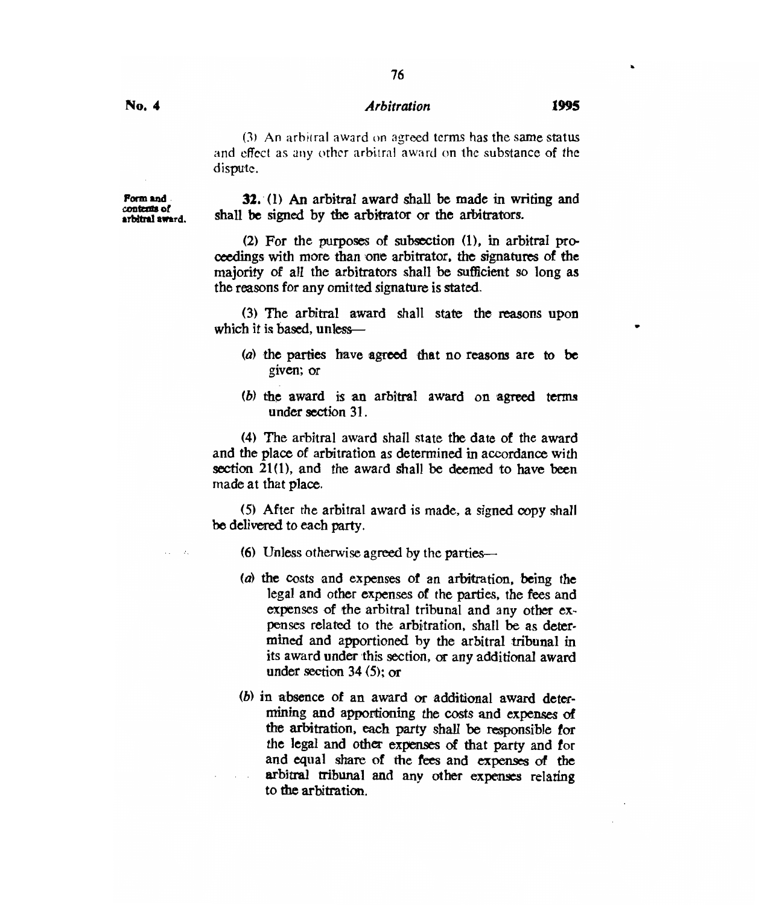(3) An arbitral award on agreed terms has the same status and effect as any other arbitral award on the substance of the dispute.

**Form and contents of arbitral award.**

**32.** (1) An arbitral award shall be made in writing and shall be signed by the arbitrator or the arbitrators.

(2) For the purposes of subsection (1), in arbitral proceedings with more than one arbitrator, the signatures of the majority of all the arbitrators shall be sufficient so long as the reasons for any omitted signature is stated.

(3) The arbitral award shall state the reasons upon which it is based, unless—

(*a*) the parties have agreed that no reasons are to be given; or

(*b*) the award is an arbitral award on agreed terms under section 31.

(4) The arbitral award shall state the date of the award and the place of arbitration as determined in accordance with section 21(1), and the award shall be deemed to have been made at that place.

(5) After the arbitral award is made, a signed copy shall be delivered to each party.

(6) Unless otherwise agreed by the parties—

(*a*) the costs and expenses of an arbitration, being the legal and other expenses of the parties, the fees and expenses of the arbitral tribunal and any other expenses related to the arbitration, shall be as determined and apportioned by the arbitral tribunal in its award under this section, or any additional award under section 34 (5); or

(*b*) in absence of an award or additional award determining and apportioning the costs and expenses of the arbitration, each party shall be responsible for the legal and other expenses of that party and for and equal share of the fees and expenses of the arbitral tribunal and any other expenses relating to the arbitration.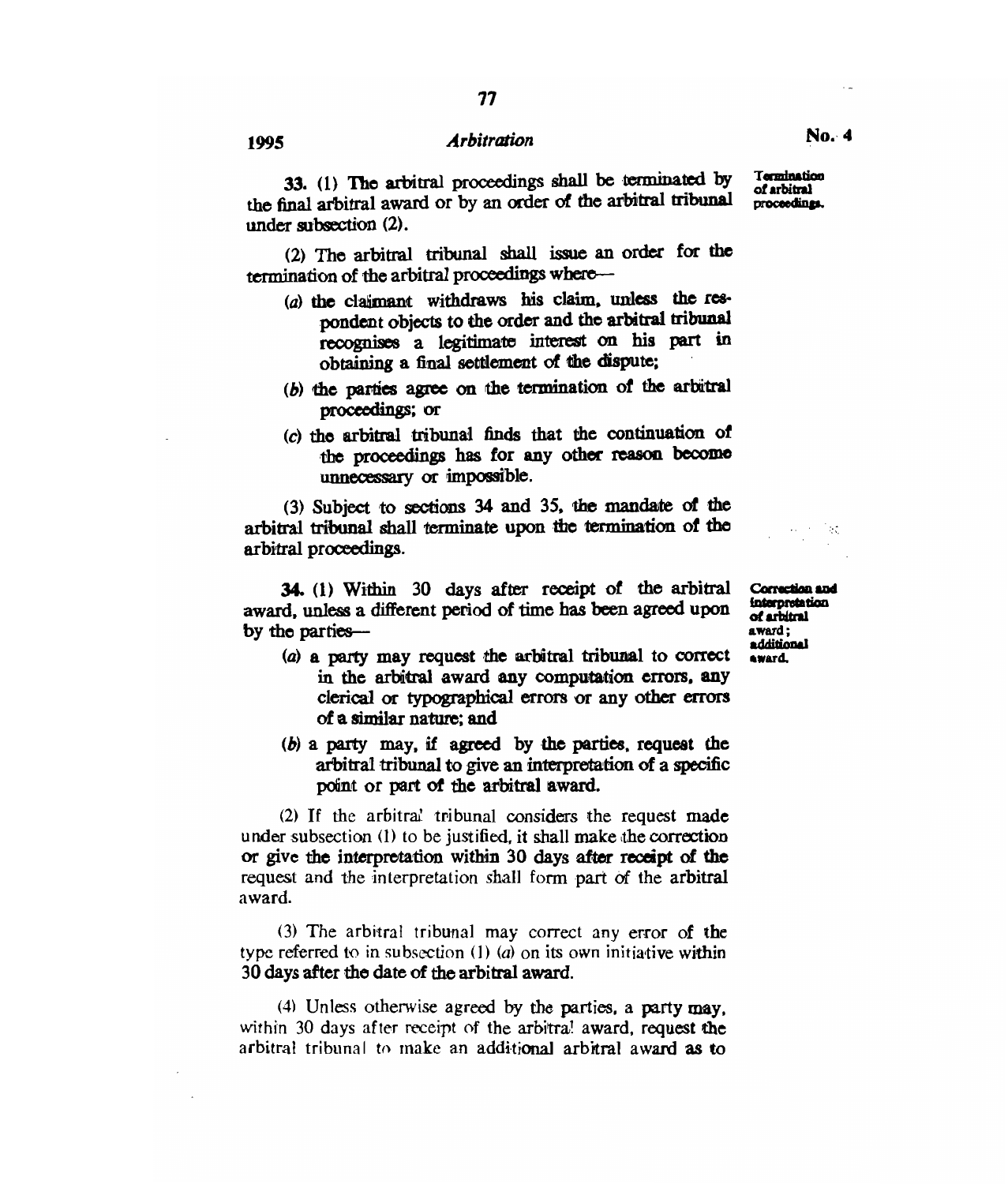**Termination of arbitral proceedings.**

33. (1) The arbitral proceedings shall be terminated by the final arbitral award or by an order of the arbitral tribunal under subsection (2).

(2) The arbitral tribunal shall issue an order for the termination of the arbitral proceedings where—

- (a) the claimant withdraws his claim, unless the respondent objects to the order and the arbitral tribunal recognises a legitimate interest on his part in obtaining a final settlement of the dispute;
- (b) the parties agree on the termination of the arbitral proceedings; or
- (c) the arbitral tribunal finds that the continuation of the proceedings has for any other reason become unnecessary or impossible.

(3) Subject to sections 34 and 35, the mandate of the arbitral tribunal shall terminate upon the termination of the arbitral proceedings.

**Correction and interpretation of arbitral award; additional award.**

34. (1) Within 30 days after receipt of the arbitral award, unless a different period of time has been agreed upon by the parties—

- (a) a party may request the arbitral tribunal to correct in the arbitral award any computation errors, any clerical or typographical errors or any other errors of a similar nature; and
- (b) a party may, if agreed by the parties, request the arbitral tribunal to give an interpretation of a specific point or part of the arbitral award.

(2) If the arbitral tribunal considers the request made under subsection (1) to be justified, it shall make the correction or give the interpretation within 30 days after receipt of the request and the interpretation shall form part of the arbitral award.

(3) The arbitral tribunal may correct any error of the type referred to in subsection (1) (a) on its own initiative within 30 days after the date of the arbitral award.

(4) Unless otherwise agreed by the parties, a party may, within 30 days after receipt of the arbitral award, request the arbitral tribunal to make an additional arbitral award as to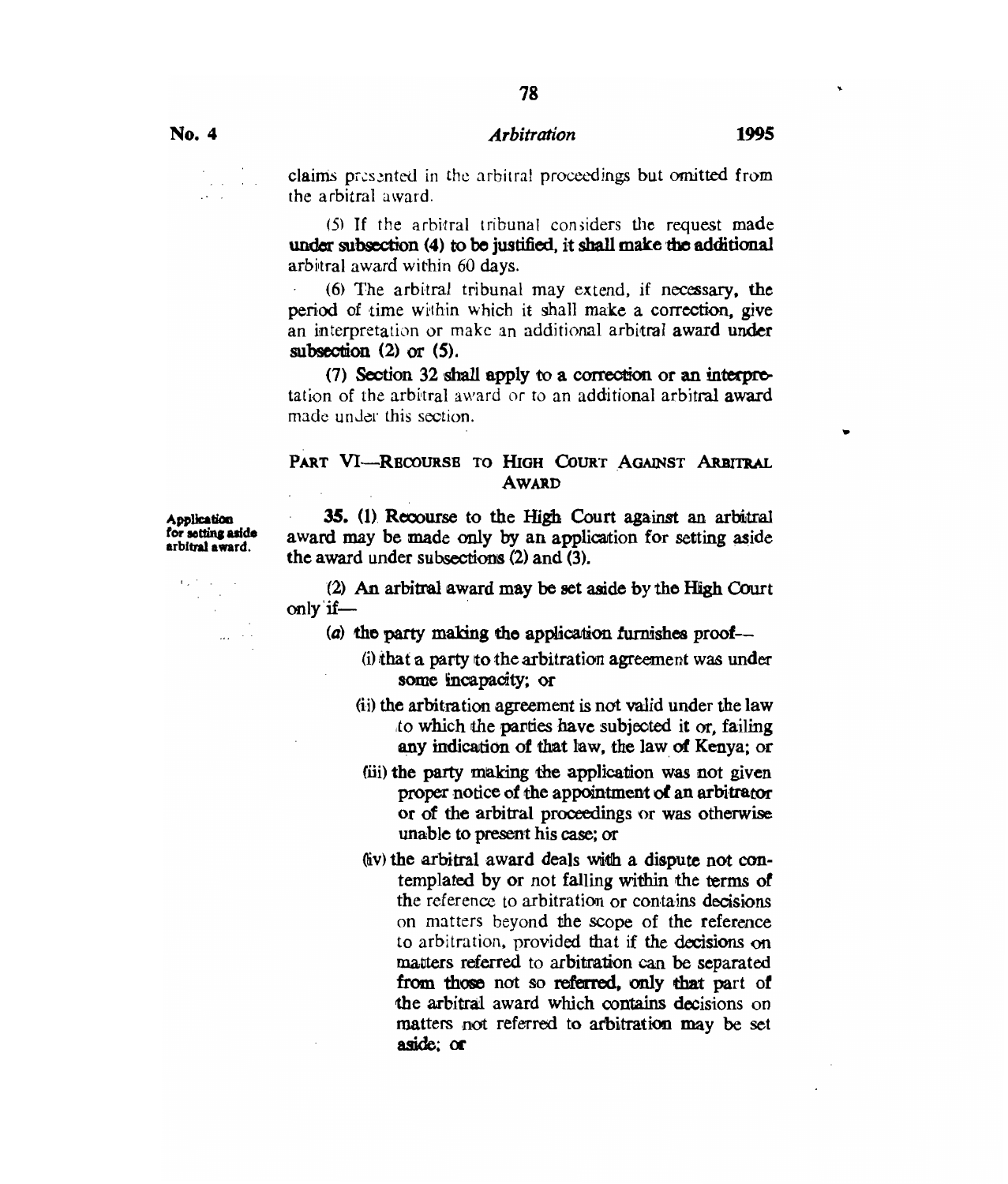claims presented in the arbitral proceedings but omitted from the arbitral award.

(5) If the arbitral tribunal considers the request made under subsection (4) to be justified, it shall make the additional arbitral award within 60 days.

(6) The arbitral tribunal may extend, if necessary, the period of time within which it shall make a correction, give an interpretation or make an additional arbitral award under subsection (2) or (5).

(7) Section 32 shall apply to a correction or an interpretation of the arbitral award or to an additional arbitral award made under this section.

## PART VI—RECOURSE TO HIGH COURT AGAINST ARBITRAL AWARD

**Application for setting aside arbitral award.**

**35.** (1) Recourse to the High Court against an arbitral award may be made only by an application for setting aside the award under subsections (2) and (3).

(2) An arbitral award may be set aside by the High Court only if—

(*a*) the party making the application furnishes proof—

(i) that a party to the arbitration agreement was under some incapacity; or

(ii) the arbitration agreement is not valid under the law to which the parties have subjected it or, failing any indication of that law, the law of Kenya; or

(iii) the party making the application was not given proper notice of the appointment of an arbitrator or of the arbitral proceedings or was otherwise unable to present his case; or

(iv) the arbitral award deals with a dispute not contemplated by or not falling within the terms of the reference to arbitration or contains decisions on matters beyond the scope of the reference to arbitration, provided that if the decisions on matters referred to arbitration can be separated from those not so referred, only that part of the arbitral award which contains decisions on matters not referred to arbitration may be set aside; or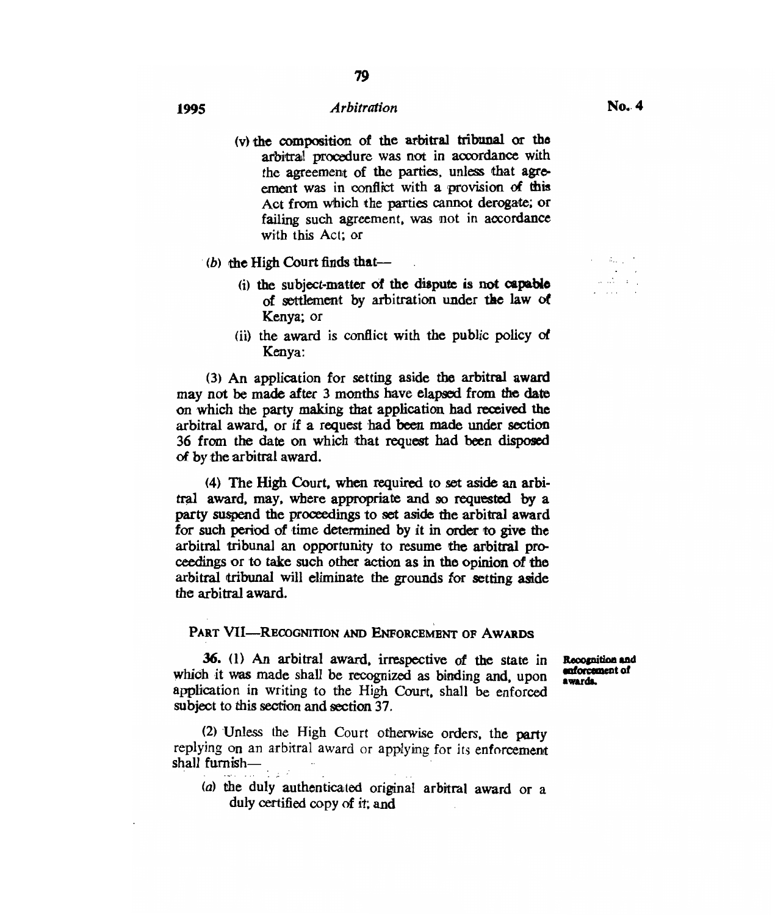(v) the composition of the arbitral tribunal or the arbitral procedure was not in accordance with the agreement of the parties, unless that agreement was in conflict with a provision of this Act from which the parties cannot derogate; or failing such agreement, was not in accordance with this Act; or

(b) the High Court finds that—

(i) the subject-matter of the dispute is not capable of settlement by arbitration under the law of Kenya; or

(ii) the award is conflict with the public policy of Kenya:

(3) An application for setting aside the arbitral award may not be made after 3 months have elapsed from the date on which the party making that application had received the arbitral award, or if a request had been made under section 36 from the date on which that request had been disposed of by the arbitral award.

(4) The High Court, when required to set aside an arbitral award, may, where appropriate and so requested by a party suspend the proceedings to set aside the arbitral award for such period of time determined by it in order to give the arbitral tribunal an opportunity to resume the arbitral proceedings or to take such other action as in the opinion of the arbitral tribunal will eliminate the grounds for setting aside the arbitral award.

## PART VII—RECOGNITION AND ENFORCEMENT OF AWARDS

**Recognition and enforcement of awards.**

**36.** (1) An arbitral award, irrespective of the state in which it was made shall be recognized as binding and, upon application in writing to the High Court, shall be enforced subject to this section and section 37.

(2) Unless the High Court otherwise orders, the party replying on an arbitral award or applying for its enforcement shall furnish—

(a) the duly authenticated original arbitral award or a duly certified copy of it; and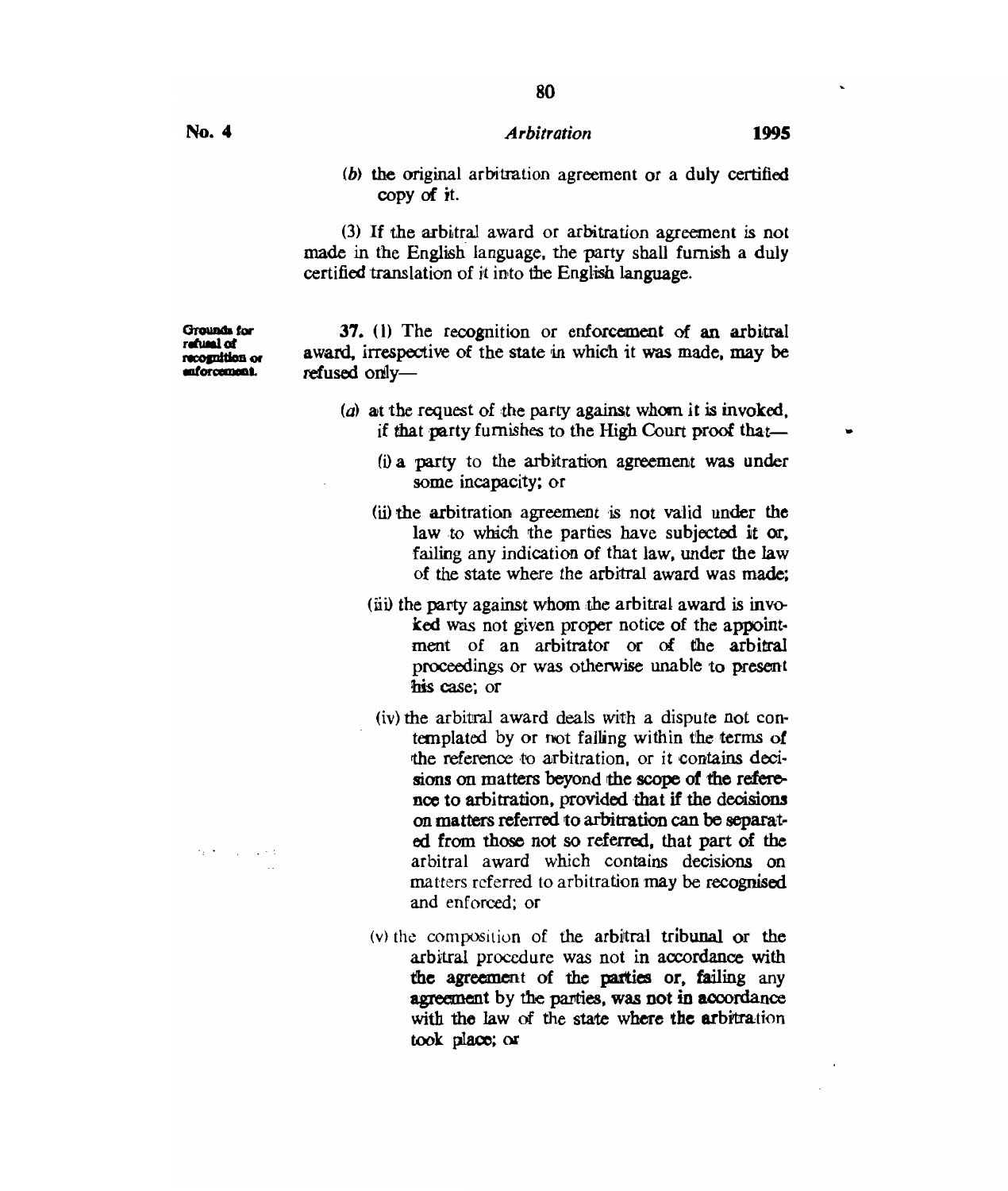(*b*) the original arbitration agreement or a duly certified copy of it.

(3) If the arbitral award or arbitration agreement is not made in the English language, the party shall furnish a duly certified translation of it into the English language.

**Grounds for refusal of recognition or enforcement.**

**37.** (1) The recognition or enforcement of an arbitral award, irrespective of the state in which it was made, may be refused only—

(*a*) at the request of the party against whom it is invoked, if that party furnishes to the High Court proof that—

(i) a party to the arbitration agreement was under some incapacity; or

(ii) the arbitration agreement is not valid under the law to which the parties have subjected it or, failing any indication of that law, under the law of the state where the arbitral award was made;

(iii) the party against whom the arbitral award is invoked was not given proper notice of the appointment of an arbitrator or of the arbitral proceedings or was otherwise unable to present his case; or

(iv) the arbitral award deals with a dispute not contemplated by or not falling within the terms of the reference to arbitration, or it contains decisions on matters beyond the scope of the reference to arbitration, provided that if the decisions on matters referred to arbitration can be separated from those not so referred, that part of the arbitral award which contains decisions on matters referred to arbitration may be recognised and enforced; or

(v) the composition of the arbitral tribunal or the arbitral procedure was not in accordance with the agreement of the parties or, failing any agreement by the parties, was not in accordance with the law of the state where the arbitration took place; or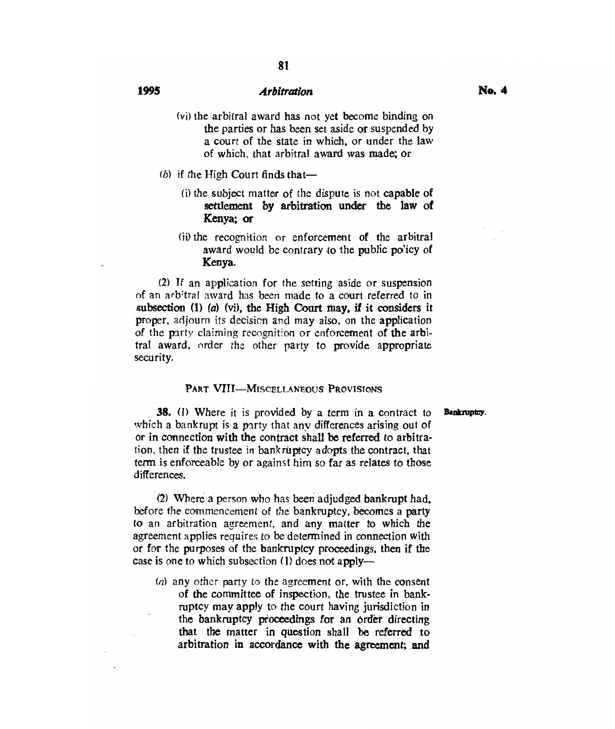(vi) the arbitral award has not yet become binding on the parties or has been set aside or suspended by a court of the state in which, or under the law of which, that arbitral award was made; or

(b) if the High Court finds that—

(i) the subject matter of the dispute is not capable of settlement by arbitration under the law of Kenya; or

(ii) the recognition or enforcement of the arbitral award would be contrary to the public policy of Kenya.

(2) If an application for the setting aside or suspension of an arbitral award has been made to a court referred to in subsection (1) (a) (vi), the High Court may, if it considers it proper, adjourn its decision and may also, on the application of the party claiming recognition or enforcement of the arbitral award, order the other party to provide appropriate security.

## PART VIII—MISCELLANEOUS PROVISIONS

Bankruptcy.

**38.** (1) Where it is provided by a term in a contract to which a bankrupt is a party that any differences arising out of or in connection with the contract shall be referred to arbitration, then if the trustee in bankruptcy adopts the contract, that term is enforceable by or against him so far as relates to those differences.

(2) Where a person who has been adjudged bankrupt had, before the commencement of the bankruptcy, becomes a party to an arbitration agreement, and any matter to which the agreement applies requires to be determined in connection with or for the purposes of the bankruptcy proceedings, then if the case is one to which subsection (1) does not apply—

(a) any other party to the agreement or, with the consent of the committee of inspection, the trustee in bankruptcy may apply to the court having jurisdiction in the bankruptcy proceedings for an order directing that the matter in question shall be referred to arbitration in accordance with the agreement; and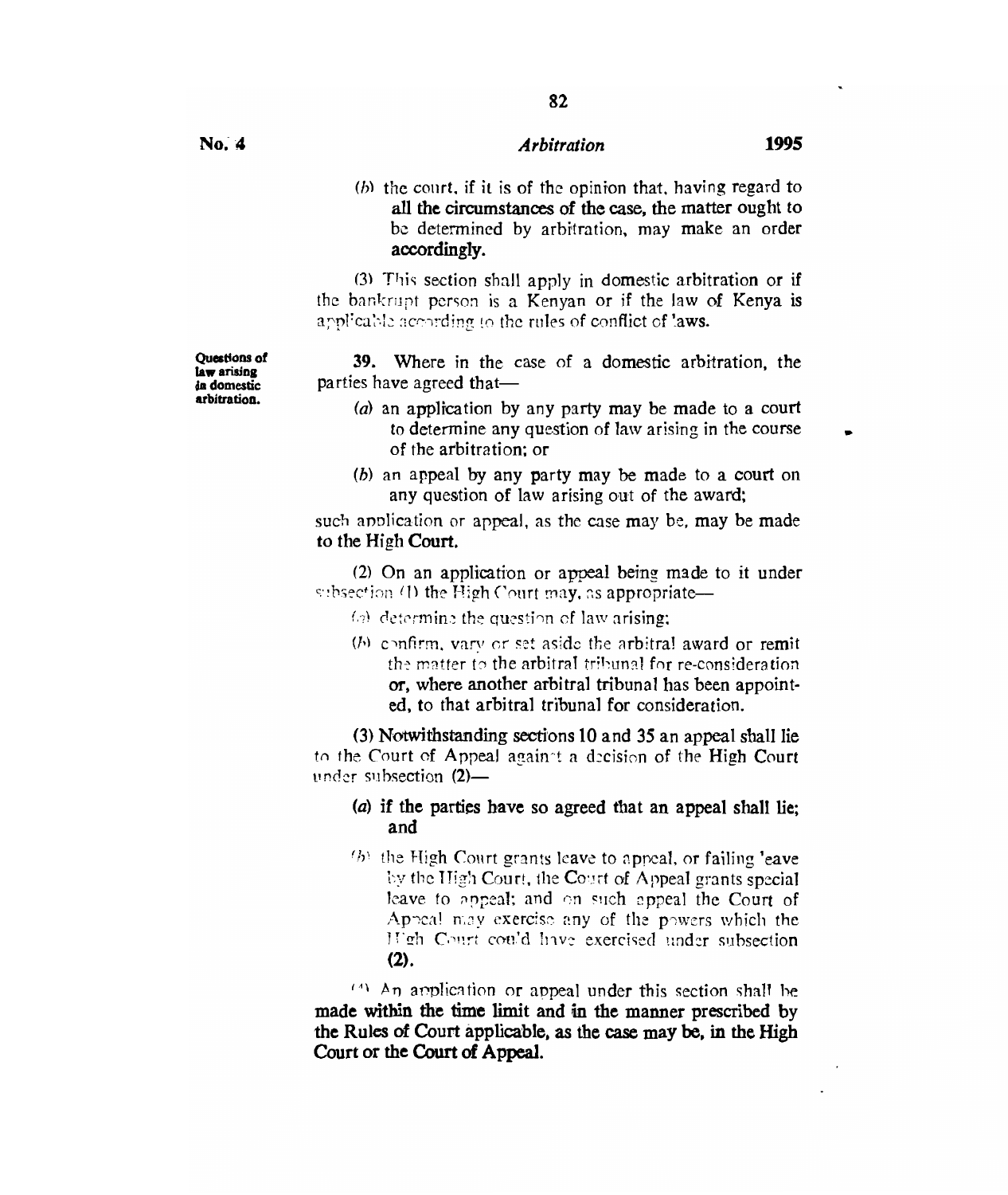(b) the court, if it is of the opinion that, having regard to all the circumstances of the case, the matter ought to be determined by arbitration, may make an order accordingly.

(3) This section shall apply in domestic arbitration or if the bankrupt person is a Kenyan or if the law of Kenya is applicable according to the rules of conflict of laws.

**Questions of law arising in domestic arbitration.**

**39.** Where in the case of a domestic arbitration, the parties have agreed that—

(a) an application by any party may be made to a court to determine any question of law arising in the course of the arbitration; or

(b) an appeal by any party may be made to a court on any question of law arising out of the award;

such application or appeal, as the case may be, may be made to the High Court.

(2) On an application or appeal being made to it under subsection (1) the High Court may, as appropriate—

(a) determine the question of law arising;

(b) confirm, vary or set aside the arbitral award or remit the matter to the arbitral tribunal for re-consideration or, where another arbitral tribunal has been appointed, to that arbitral tribunal for consideration.

(3) Notwithstanding sections 10 and 35 an appeal shall lie to the Court of Appeal against a decision of the High Court under subsection (2)—

(a) if the parties have so agreed that an appeal shall lie; and

(b) the High Court grants leave to appeal, or failing leave by the High Court, the Court of Appeal grants special leave to appeal; and on such appeal the Court of Appeal may exercise any of the powers which the High Court could have exercised under subsection (2).

(4) An application or appeal under this section shall be made within the time limit and in the manner prescribed by the Rules of Court applicable, as the case may be, in the High Court or the Court of Appeal.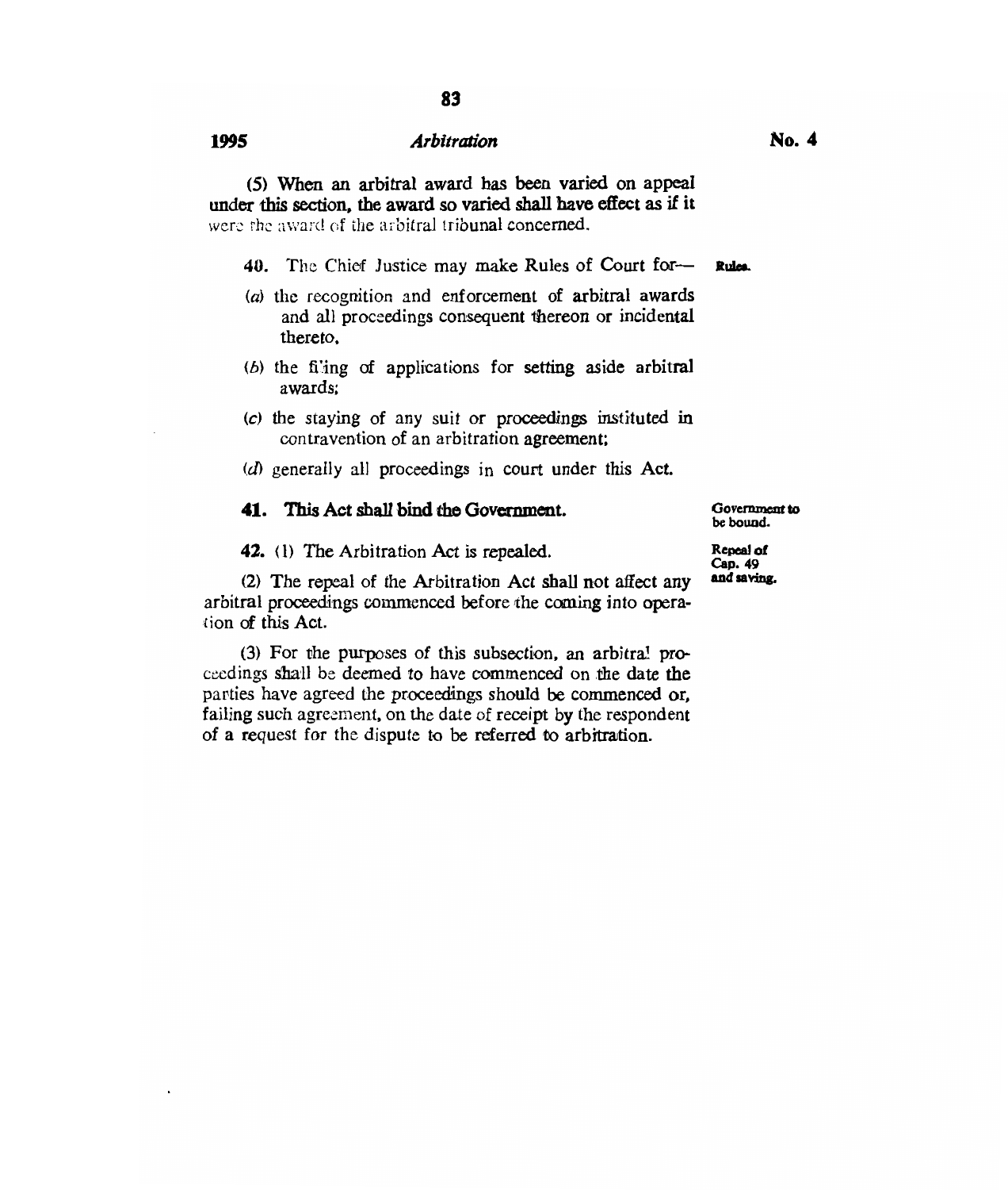(5) When an arbitral award has been varied on appeal under this section, the award so varied shall have effect as if it were the award of the arbitral tribunal concerned.

**Rules.**

**40.** The Chief Justice may make Rules of Court for—

(*a*) the recognition and enforcement of arbitral awards and all proceedings consequent thereon or incidental thereto.

(*b*) the filing of applications for setting aside arbitral awards;

(*c*) the staying of any suit or proceedings instituted in contravention of an arbitration agreement;

(*d*) generally all proceedings in court under this Act.

**Government to be bound.**

**41. This Act shall bind the Government.**

**Repeal of Cap. 49 and saving.**

**42.** (1) The Arbitration Act is repealed.

(2) The repeal of the Arbitration Act shall not affect any arbitral proceedings commenced before the coming into operation of this Act.

(3) For the purposes of this subsection, an arbitral proceedings shall be deemed to have commenced on the date the parties have agreed the proceedings should be commenced or, failing such agreement, on the date of receipt by the respondent of a request for the dispute to be referred to arbitration.